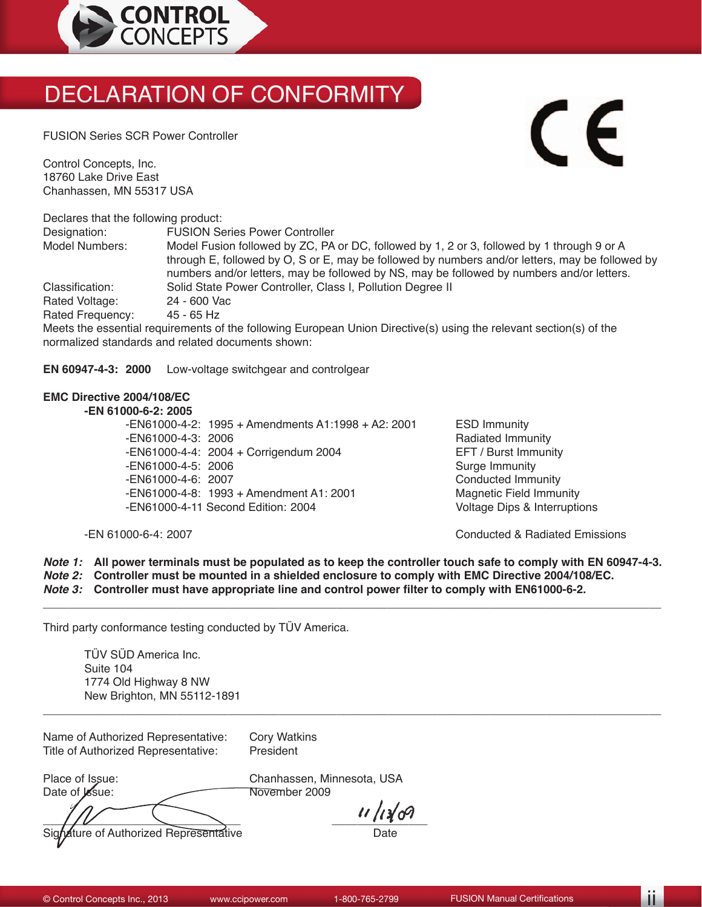# DECLARATION OF CONFORMITY

FUSION Series SCR Power Controller

Control Concepts, Inc.
18760 Lake Drive East
Chanhassen, MN 55317 USA

Declares that the following product:

| | |
|---|---|
| Designation: | FUSION Series Power Controller |
| Model Numbers: | Model Fusion followed by ZC, PA or DC, followed by 1, 2 or 3, followed by 1 through 9 or A through E, followed by O, S or E, may be followed by numbers and/or letters, may be followed by numbers and/or letters, may be followed by NS, may be followed by numbers and/or letters. |
| Classification: | Solid State Power Controller, Class I, Pollution Degree II |
| Rated Voltage: | 24 - 600 Vac |
| Rated Frequency: | 45 - 65 Hz |

Meets the essential requirements of the following European Union Directive(s) using the relevant section(s) of the normalized standards and related documents shown:

**EN 60947-4-3: 2000** Low-voltage switchgear and controlgear

**EMC Directive 2004/108/EC**

**-EN 61000-6-2: 2005**

| | |
|---|---|
| -EN61000-4-2: 1995 + Amendments A1:1998 + A2: 2001 | ESD Immunity |
| -EN61000-4-3: 2006 | Radiated Immunity |
| -EN61000-4-4: 2004 + Corrigendum 2004 | EFT / Burst Immunity |
| -EN61000-4-5: 2006 | Surge Immunity |
| -EN61000-4-6: 2007 | Conducted Immunity |
| -EN61000-4-8: 1993 + Amendment A1: 2001 | Magnetic Field Immunity |
| -EN61000-4-11 Second Edition: 2004 | Voltage Dips & Interruptions |

-EN 61000-6-4: 2007 — Conducted & Radiated Emissions

***Note 1:*** **All power terminals must be populated as to keep the controller touch safe to comply with EN 60947-4-3.**
***Note 2:*** **Controller must be mounted in a shielded enclosure to comply with EMC Directive 2004/108/EC.**
***Note 3:*** **Controller must have appropriate line and control power filter to comply with EN61000-6-2.**

---

Third party conformance testing conducted by TÜV America.

TÜV SÜD America Inc.
Suite 104
1774 Old Highway 8 NW
New Brighton, MN 55112-1891

---

Name of Authorized Representative: Cory Watkins
Title of Authorized Representative: President

Place of Issue: Chanhassen, Minnesota, USA
Date of Issue: November 2009

Signature of Authorized Representative

11/13/09
Date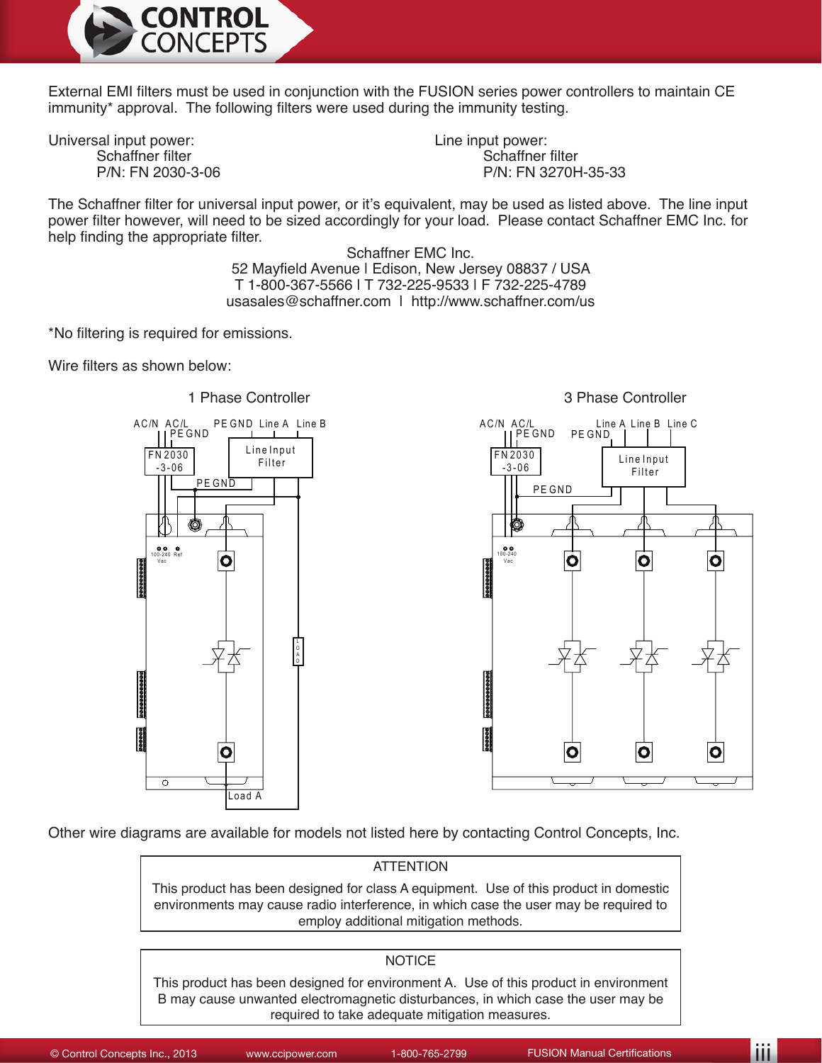External EMI filters must be used in conjunction with the FUSION series power controllers to maintain CE immunity* approval. The following filters were used during the immunity testing.

Universal input power:
Schaffner filter
P/N: FN 2030-3-06

Line input power:
Schaffner filter
P/N: FN 3270H-35-33

The Schaffner filter for universal input power, or it's equivalent, may be used as listed above. The line input power filter however, will need to be sized accordingly for your load. Please contact Schaffner EMC Inc. for help finding the appropriate filter.

Schaffner EMC Inc.
52 Mayfield Avenue l Edison, New Jersey 08837 / USA
T 1-800-367-5566 l T 732-225-9533 l F 732-225-4789
usasales@schaffner.com l http://www.schaffner.com/us

*No filtering is required for emissions.

Wire filters as shown below:

1 Phase Controller

AC/N AC/L
PE GND
PE GND Line A Line B
FN 2030
-3-06
Line Input
Filter
PE GND
100-240 Ref
Vac
LOAD
Load A

3 Phase Controller

AC/N AC/L
PE GND
Line A Line B Line C
PE GND
FN 2030
-3-06
Line Input
Filter
PE GND
100-240
Vac

Other wire diagrams are available for models not listed here by contacting Control Concepts, Inc.

ATTENTION

This product has been designed for class A equipment. Use of this product in domestic environments may cause radio interference, in which case the user may be required to employ additional mitigation methods.

NOTICE

This product has been designed for environment A. Use of this product in environment B may cause unwanted electromagnetic disturbances, in which case the user may be required to take adequate mitigation measures.